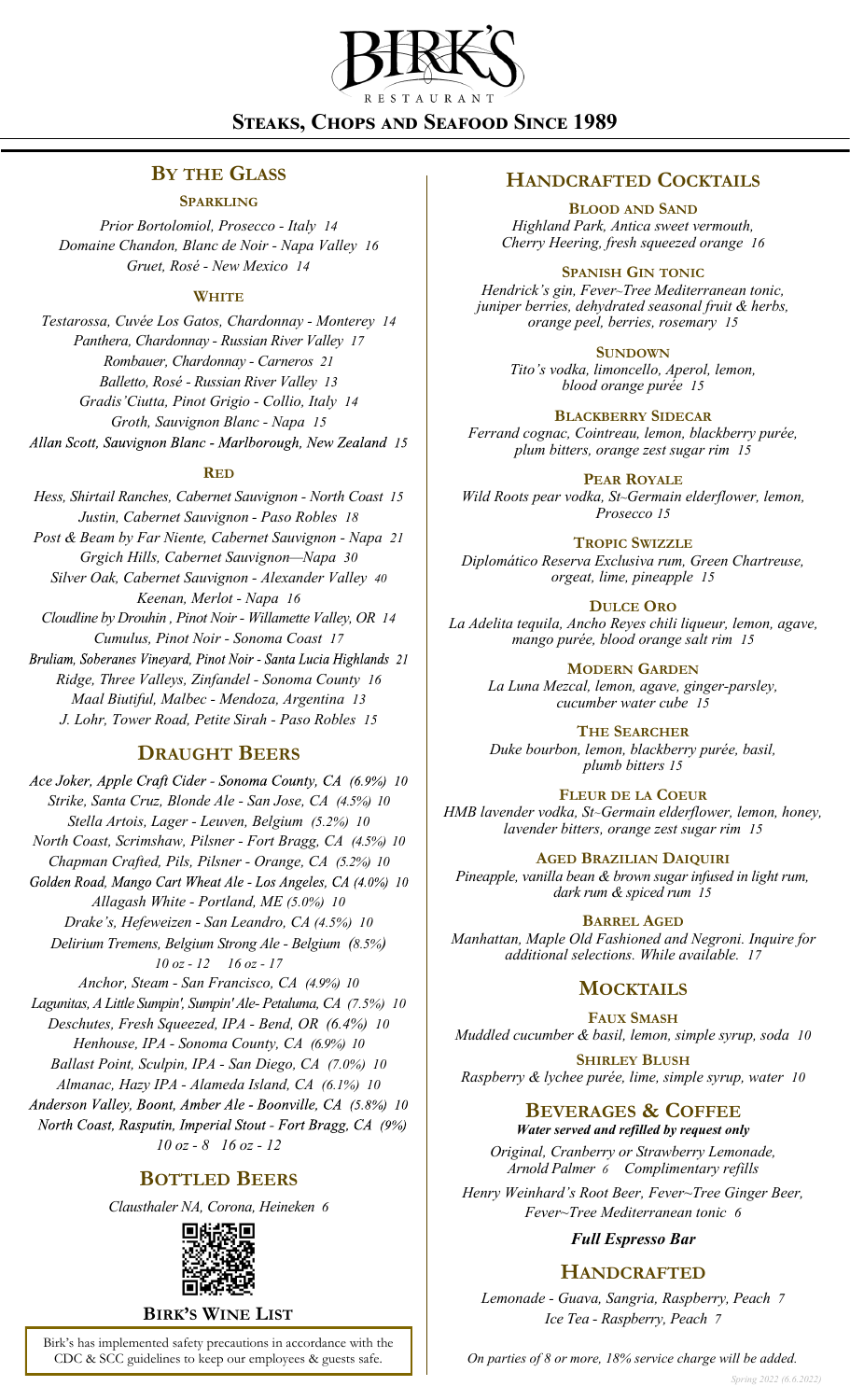# BIRK'S RESTAURANT

## Steaks, Chops and Seafood Since 1989

## By the Glass

### Sparkling

*Prior Bortolomiol, Prosecco - Italy 14*
*Domaine Chandon, Blanc de Noir - Napa Valley 16*
*Gruet, Rosé - New Mexico 14*

### White

*Testarossa, Cuvée Los Gatos, Chardonnay - Monterey 14*
*Panthera, Chardonnay - Russian River Valley 17*
*Rombauer, Chardonnay - Carneros 21*
*Balletto, Rosé - Russian River Valley 13*
*Gradis'Ciutta, Pinot Grigio - Collio, Italy 14*
*Groth, Sauvignon Blanc - Napa 15*
*Allan Scott, Sauvignon Blanc - Marlborough, New Zealand 15*

### Red

*Hess, Shirtail Ranches, Cabernet Sauvignon - North Coast 15*
*Justin, Cabernet Sauvignon - Paso Robles 18*
*Post & Beam by Far Niente, Cabernet Sauvignon - Napa 21*
*Grgich Hills, Cabernet Sauvignon—Napa 30*
*Silver Oak, Cabernet Sauvignon - Alexander Valley 40*
*Keenan, Merlot - Napa 16*
*Cloudline by Drouhin , Pinot Noir - Willamette Valley, OR 14*
*Cumulus, Pinot Noir - Sonoma Coast 17*
*Bruliam, Soberanes Vineyard, Pinot Noir - Santa Lucia Highlands 21*
*Ridge, Three Valleys, Zinfandel - Sonoma County 16*
*Maal Biutiful, Malbec - Mendoza, Argentina 13*
*J. Lohr, Tower Road, Petite Sirah - Paso Robles 15*

## Draught Beers

*Ace Joker, Apple Craft Cider - Sonoma County, CA (6.9%) 10*
*Strike, Santa Cruz, Blonde Ale - San Jose, CA (4.5%) 10*
*Stella Artois, Lager - Leuven, Belgium (5.2%) 10*
*North Coast, Scrimshaw, Pilsner - Fort Bragg, CA (4.5%) 10*
*Chapman Crafted, Pils, Pilsner - Orange, CA (5.2%) 10*
*Golden Road, Mango Cart Wheat Ale - Los Angeles, CA (4.0%) 10*
*Allagash White - Portland, ME (5.0%) 10*
*Drake's, Hefeweizen - San Leandro, CA (4.5%) 10*
*Delirium Tremens, Belgium Strong Ale - Belgium (8.5%)*
*10 oz - 12 16 oz - 17*
*Anchor, Steam - San Francisco, CA (4.9%) 10*
*Lagunitas, A Little Sumpin', Sumpin' Ale- Petaluma, CA (7.5%) 10*
*Deschutes, Fresh Squeezed, IPA - Bend, OR (6.4%) 10*
*Henhouse, IPA - Sonoma County, CA (6.9%) 10*
*Ballast Point, Sculpin, IPA - San Diego, CA (7.0%) 10*
*Almanac, Hazy IPA - Alameda Island, CA (6.1%) 10*
*Anderson Valley, Boont, Amber Ale - Boonville, CA (5.8%) 10*
*North Coast, Rasputin, Imperial Stout - Fort Bragg, CA (9%)*
*10 oz - 8 16 oz - 12*

## Bottled Beers

*Clausthaler NA, Corona, Heineken 6*

**Birk's Wine List**

Birk's has implemented safety precautions in accordance with the CDC & SCC guidelines to keep our employees & guests safe.

## Handcrafted Cocktails

### Blood and Sand
*Highland Park, Antica sweet vermouth, Cherry Heering, fresh squeezed orange 16*

### Spanish Gin Tonic
*Hendrick's gin, Fever~Tree Mediterranean tonic, juniper berries, dehydrated seasonal fruit & herbs, orange peel, berries, rosemary 15*

### Sundown
*Tito's vodka, limoncello, Aperol, lemon, blood orange purée 15*

### Blackberry Sidecar
*Ferrand cognac, Cointreau, lemon, blackberry purée, plum bitters, orange zest sugar rim 15*

### Pear Royale
*Wild Roots pear vodka, St~Germain elderflower, lemon, Prosecco 15*

### Tropic Swizzle
*Diplomático Reserva Exclusiva rum, Green Chartreuse, orgeat, lime, pineapple 15*

### Dulce Oro
*La Adelita tequila, Ancho Reyes chili liqueur, lemon, agave, mango purée, blood orange salt rim 15*

### Modern Garden
*La Luna Mezcal, lemon, agave, ginger-parsley, cucumber water cube 15*

### The Searcher
*Duke bourbon, lemon, blackberry purée, basil, plumb bitters 15*

### Fleur de la Coeur
*HMB lavender vodka, St~Germain elderflower, lemon, honey, lavender bitters, orange zest sugar rim 15*

### Aged Brazilian Daiquiri
*Pineapple, vanilla bean & brown sugar infused in light rum, dark rum & spiced rum 15*

### Barrel Aged
*Manhattan, Maple Old Fashioned and Negroni. Inquire for additional selections. While available. 17*

## Mocktails

### Faux Smash
*Muddled cucumber & basil, lemon, simple syrup, soda 10*

### Shirley Blush
*Raspberry & lychee purée, lime, simple syrup, water 10*

## Beverages & Coffee

***Water served and refilled by request only***

*Original, Cranberry or Strawberry Lemonade, Arnold Palmer 6 Complimentary refills*

*Henry Weinhard's Root Beer, Fever~Tree Ginger Beer, Fever~Tree Mediterranean tonic 6*

***Full Espresso Bar***

## Handcrafted

*Lemonade - Guava, Sangria, Raspberry, Peach 7*
*Ice Tea - Raspberry, Peach 7*

*On parties of 8 or more, 18% service charge will be added.*

*Spring 2022 (6.6.2022)*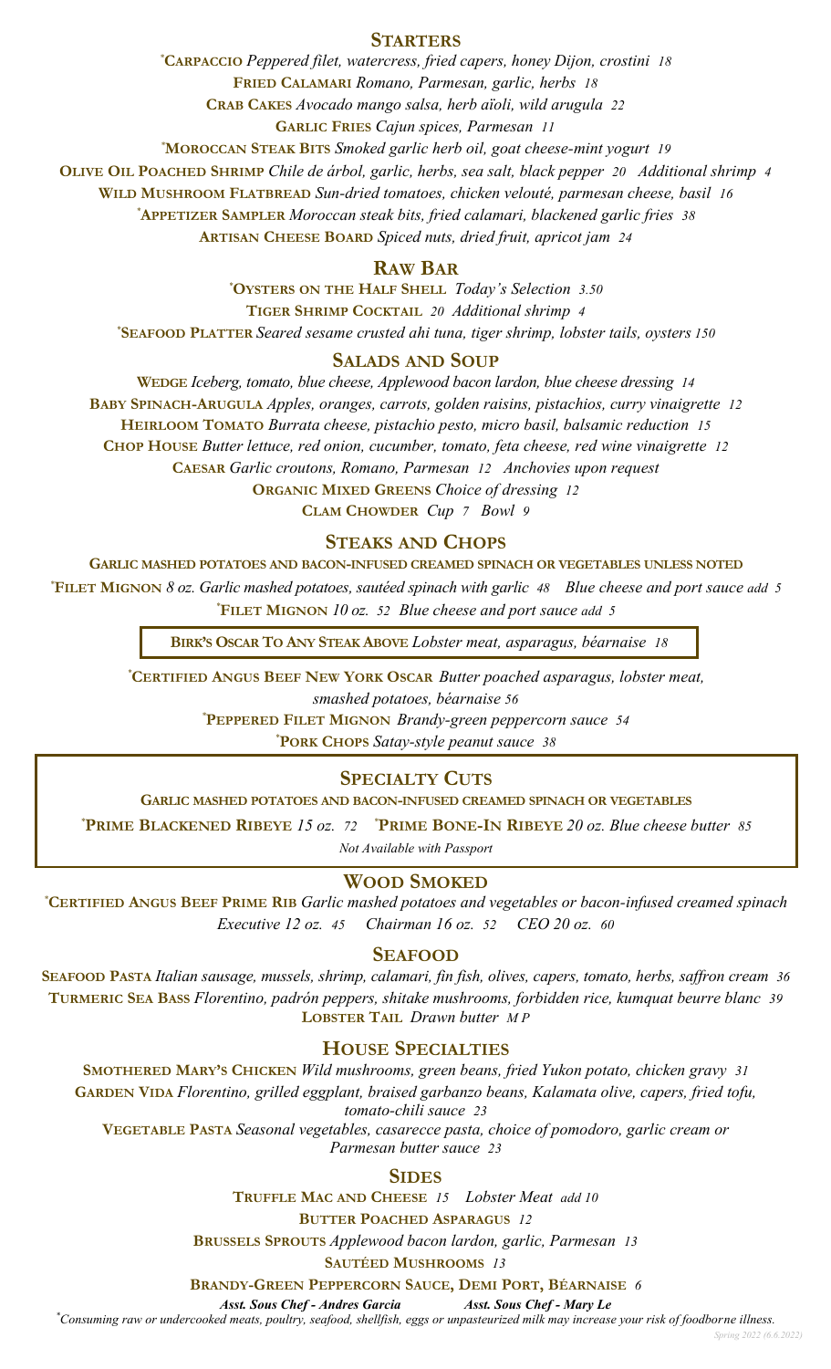## Starters

*Carpaccio* *Peppered filet, watercress, fried capers, honey Dijon, crostini* 18

**Fried Calamari** *Romano, Parmesan, garlic, herbs* 18

**Crab Cakes** *Avocado mango salsa, herb aïoli, wild arugula* 22

**Garlic Fries** *Cajun spices, Parmesan* 11

***Moroccan Steak Bits** *Smoked garlic herb oil, goat cheese-mint yogurt* 19

**Olive Oil Poached Shrimp** *Chile de árbol, garlic, herbs, sea salt, black pepper* 20 *Additional shrimp* 4

**Wild Mushroom Flatbread** *Sun-dried tomatoes, chicken velouté, parmesan cheese, basil* 16

***Appetizer Sampler** *Moroccan steak bits, fried calamari, blackened garlic fries* 38

**Artisan Cheese Board** *Spiced nuts, dried fruit, apricot jam* 24

## Raw Bar

***Oysters on the Half Shell** *Today's Selection* 3.50

**Tiger Shrimp Cocktail** 20 *Additional shrimp* 4

***Seafood Platter** *Seared sesame crusted ahi tuna, tiger shrimp, lobster tails, oysters* 150

## Salads and Soup

**Wedge** *Iceberg, tomato, blue cheese, Applewood bacon lardon, blue cheese dressing* 14

**Baby Spinach-Arugula** *Apples, oranges, carrots, golden raisins, pistachios, curry vinaigrette* 12

**Heirloom Tomato** *Burrata cheese, pistachio pesto, micro basil, balsamic reduction* 15

**Chop House** *Butter lettuce, red onion, cucumber, tomato, feta cheese, red wine vinaigrette* 12

**Caesar** *Garlic croutons, Romano, Parmesan* 12 *Anchovies upon request*

**Organic Mixed Greens** *Choice of dressing* 12

**Clam Chowder** *Cup* 7 *Bowl* 9

## Steaks and Chops

**Garlic mashed potatoes and bacon-infused creamed spinach or vegetables unless noted**

***Filet Mignon** *8 oz. Garlic mashed potatoes, sautéed spinach with garlic* 48 *Blue cheese and port sauce add* 5

***Filet Mignon** *10 oz.* 52 *Blue cheese and port sauce add* 5

**Birk's Oscar To Any Steak Above** *Lobster meat, asparagus, béarnaise* 18

***Certified Angus Beef New York Oscar** *Butter poached asparagus, lobster meat, smashed potatoes, béarnaise* 56

***Peppered Filet Mignon** *Brandy-green peppercorn sauce* 54

***Pork Chops** *Satay-style peanut sauce* 38

## Specialty Cuts

**Garlic mashed potatoes and bacon-infused creamed spinach or vegetables**

***Prime Blackened Ribeye** *15 oz.* 72 ***Prime Bone-In Ribeye** *20 oz. Blue cheese butter* 85

*Not Available with Passport*

## Wood Smoked

***Certified Angus Beef Prime Rib** *Garlic mashed potatoes and vegetables or bacon-infused creamed spinach*

*Executive 12 oz.* 45 *Chairman 16 oz.* 52 *CEO 20 oz.* 60

## Seafood

**Seafood Pasta** *Italian sausage, mussels, shrimp, calamari, fin fish, olives, capers, tomato, herbs, saffron cream* 36

**Turmeric Sea Bass** *Florentino, padrón peppers, shitake mushrooms, forbidden rice, kumquat beurre blanc* 39

**Lobster Tail** *Drawn butter* *M P*

## House Specialties

**Smothered Mary's Chicken** *Wild mushrooms, green beans, fried Yukon potato, chicken gravy* 31

**Garden Vida** *Florentino, grilled eggplant, braised garbanzo beans, Kalamata olive, capers, fried tofu, tomato-chili sauce* 23

**Vegetable Pasta** *Seasonal vegetables, casarecce pasta, choice of pomodoro, garlic cream or Parmesan butter sauce* 23

## Sides

**Truffle Mac and Cheese** 15 *Lobster Meat add* 10

**Butter Poached Asparagus** 12

**Brussels Sprouts** *Applewood bacon lardon, garlic, Parmesan* 13

**Sautéed Mushrooms** 13

**Brandy-Green Peppercorn Sauce, Demi Port, Béarnaise** 6

***Asst. Sous Chef - Andres Garcia*** ***Asst. Sous Chef - Mary Le***

**Consuming raw or undercooked meats, poultry, seafood, shellfish, eggs or unpasteurized milk may increase your risk of foodborne illness.*

*Spring 2022 (6.6.2022)*